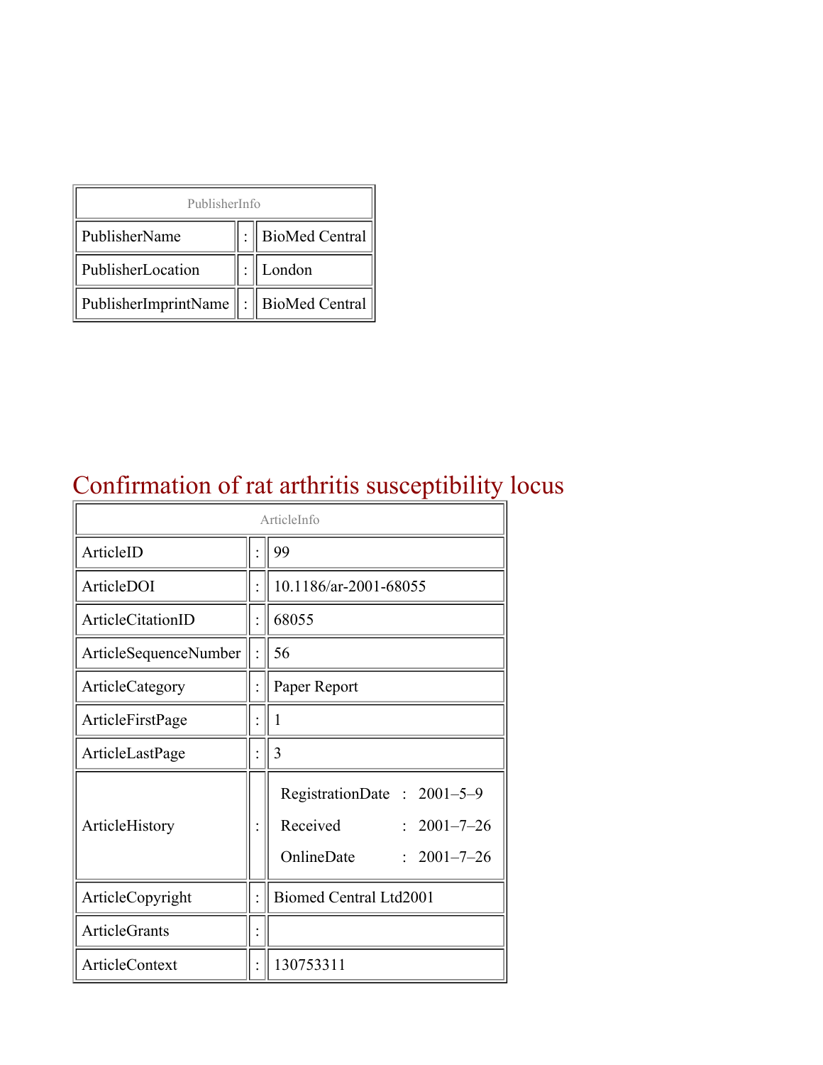| PublisherInfo | | |
| --- | --- | --- |
| PublisherName | : | BioMed Central |
| PublisherLocation | : | London |
| PublisherImprintName | : | BioMed Central |

# Confirmation of rat arthritis susceptibility locus

| ArticleInfo | | |
| --- | --- | --- |
| ArticleID | : | 99 |
| ArticleDOI | : | 10.1186/ar-2001-68055 |
| ArticleCitationID | : | 68055 |
| ArticleSequenceNumber | : | 56 |
| ArticleCategory | : | Paper Report |
| ArticleFirstPage | : | 1 |
| ArticleLastPage | : | 3 |
| ArticleHistory | : | RegistrationDate : 2001–5–9<br>Received : 2001–7–26<br>OnlineDate : 2001–7–26 |
| ArticleCopyright | : | Biomed Central Ltd2001 |
| ArticleGrants | : | |
| ArticleContext | : | 130753311 |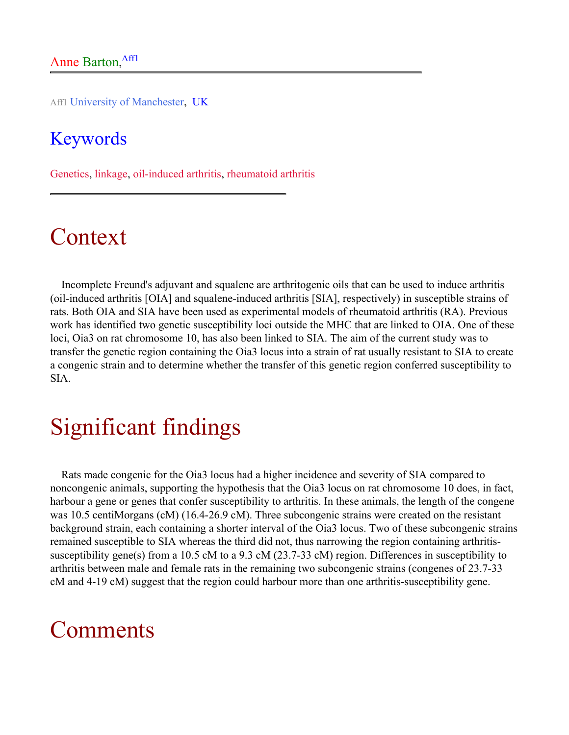Anne Barton,[Aff1]

Aff1 University of Manchester, UK

## Keywords

Genetics, linkage, oil-induced arthritis, rheumatoid arthritis

# Context

Incomplete Freund's adjuvant and squalene are arthritogenic oils that can be used to induce arthritis (oil-induced arthritis [OIA] and squalene-induced arthritis [SIA], respectively) in susceptible strains of rats. Both OIA and SIA have been used as experimental models of rheumatoid arthritis (RA). Previous work has identified two genetic susceptibility loci outside the MHC that are linked to OIA. One of these loci, Oia3 on rat chromosome 10, has also been linked to SIA. The aim of the current study was to transfer the genetic region containing the Oia3 locus into a strain of rat usually resistant to SIA to create a congenic strain and to determine whether the transfer of this genetic region conferred susceptibility to SIA.

# Significant findings

Rats made congenic for the Oia3 locus had a higher incidence and severity of SIA compared to noncongenic animals, supporting the hypothesis that the Oia3 locus on rat chromosome 10 does, in fact, harbour a gene or genes that confer susceptibility to arthritis. In these animals, the length of the congene was 10.5 centiMorgans (cM) (16.4-26.9 cM). Three subcongenic strains were created on the resistant background strain, each containing a shorter interval of the Oia3 locus. Two of these subcongenic strains remained susceptible to SIA whereas the third did not, thus narrowing the region containing arthritis-susceptibility gene(s) from a 10.5 cM to a 9.3 cM (23.7-33 cM) region. Differences in susceptibility to arthritis between male and female rats in the remaining two subcongenic strains (congenes of 23.7-33 cM and 4-19 cM) suggest that the region could harbour more than one arthritis-susceptibility gene.

# Comments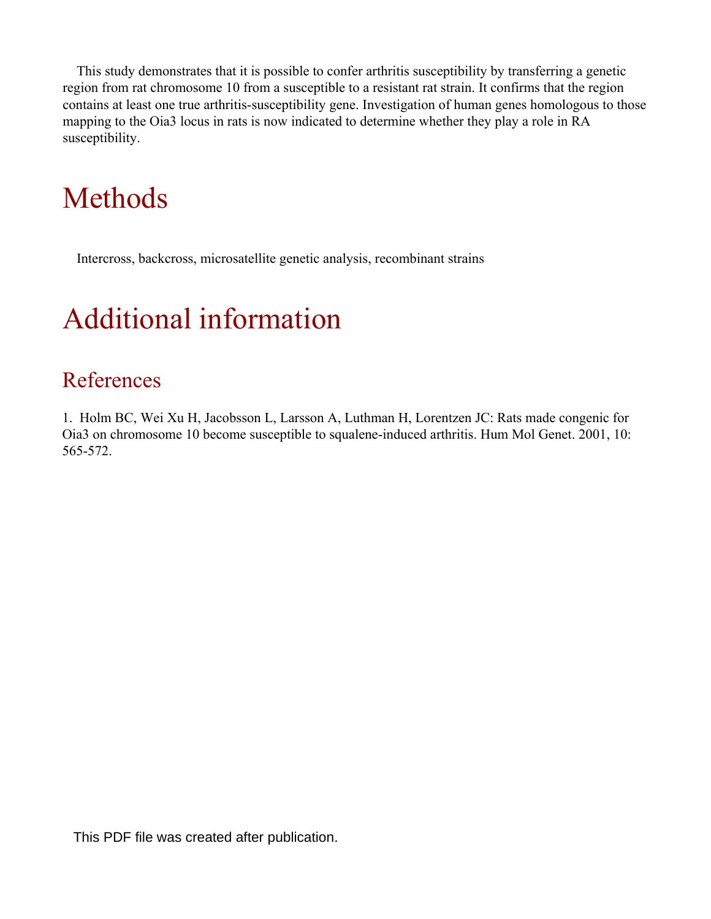This study demonstrates that it is possible to confer arthritis susceptibility by transferring a genetic region from rat chromosome 10 from a susceptible to a resistant rat strain. It confirms that the region contains at least one true arthritis-susceptibility gene. Investigation of human genes homologous to those mapping to the Oia3 locus in rats is now indicated to determine whether they play a role in RA susceptibility.

# Methods

Intercross, backcross, microsatellite genetic analysis, recombinant strains

# Additional information

## References

1. Holm BC, Wei Xu H, Jacobsson L, Larsson A, Luthman H, Lorentzen JC: Rats made congenic for Oia3 on chromosome 10 become susceptible to squalene-induced arthritis. Hum Mol Genet. 2001, 10: 565-572.

This PDF file was created after publication.